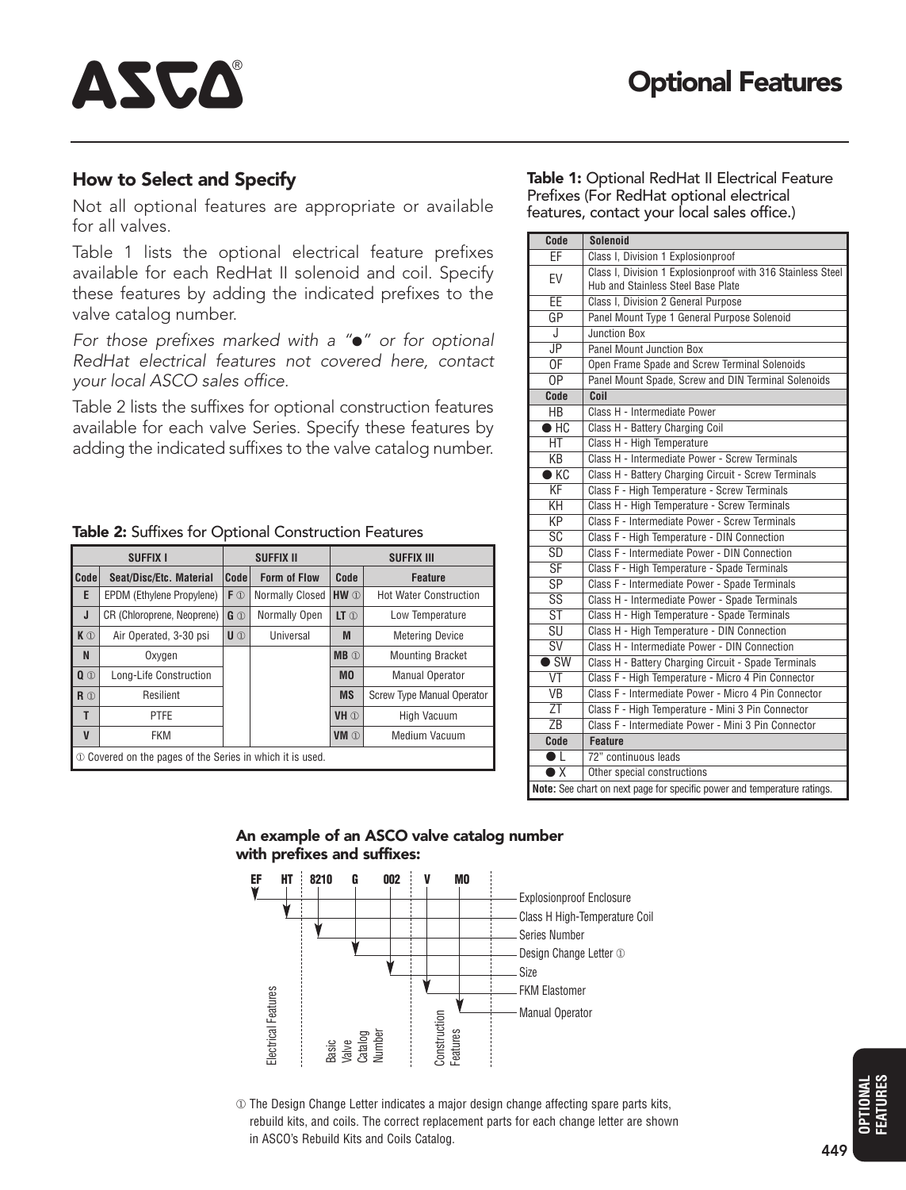# Optional Features

## How to Select and Specify

Not all optional features are appropriate or available for all valves.

Table 1 lists the optional electrical feature prefixes available for each RedHat II solenoid and coil. Specify these features by adding the indicated prefixes to the valve catalog number.

*For those prefixes marked with a "●" or for optional RedHat electrical features not covered here, contact your local ASCO sales office.*

Table 2 lists the suffixes for optional construction features available for each valve Series. Specify these features by adding the indicated suffixes to the valve catalog number.

**Table 2:** Suffixes for Optional Construction Features

| SUFFIX I | | SUFFIX II | | SUFFIX III | |
|---|---|---|---|---|---|
| **Code** | **Seat/Disc/Etc. Material** | **Code** | **Form of Flow** | **Code** | **Feature** |
| **E** | EPDM (Ethylene Propylene) | **F** ① | Normally Closed | **HW** ① | Hot Water Construction |
| **J** | CR (Chloroprene, Neoprene) | **G** ① | Normally Open | **LT** ① | Low Temperature |
| **K** ① | Air Operated, 3-30 psi | **U** ① | Universal | **M** | Metering Device |
| **N** | Oxygen | | | **MB** ① | Mounting Bracket |
| **Q** ① | Long-Life Construction | | | **MO** | Manual Operator |
| **R** ① | Resilient | | | **MS** | Screw Type Manual Operator |
| **T** | PTFE | | | **VH** ① | High Vacuum |
| **V** | FKM | | | **VM** ① | Medium Vacuum |

① Covered on the pages of the Series in which it is used.

**Table 1:** Optional RedHat II Electrical Feature Prefixes (For RedHat optional electrical features, contact your local sales office.)

| Code | Solenoid |
|---|---|
| EF | Class I, Division 1 Explosionproof |
| EV | Class I, Division 1 Explosionproof with 316 Stainless Steel Hub and Stainless Steel Base Plate |
| EE | Class I, Division 2 General Purpose |
| GP | Panel Mount Type 1 General Purpose Solenoid |
| J | Junction Box |
| JP | Panel Mount Junction Box |
| OF | Open Frame Spade and Screw Terminal Solenoids |
| OP | Panel Mount Spade, Screw and DIN Terminal Solenoids |
| **Code** | **Coil** |
| HB | Class H - Intermediate Power |
| ● HC | Class H - Battery Charging Coil |
| HT | Class H - High Temperature |
| KB | Class H - Intermediate Power - Screw Terminals |
| ● KC | Class H - Battery Charging Circuit - Screw Terminals |
| KF | Class F - High Temperature - Screw Terminals |
| KH | Class H - High Temperature - Screw Terminals |
| KP | Class F - Intermediate Power - Screw Terminals |
| SC | Class F - High Temperature - DIN Connection |
| SD | Class F - Intermediate Power - DIN Connection |
| SF | Class F - High Temperature - Spade Terminals |
| SP | Class F - Intermediate Power - Spade Terminals |
| SS | Class H - Intermediate Power - Spade Terminals |
| ST | Class H - High Temperature - Spade Terminals |
| SU | Class H - High Temperature - DIN Connection |
| SV | Class H - Intermediate Power - DIN Connection |
| ● SW | Class H - Battery Charging Circuit - Spade Terminals |
| VT | Class F - High Temperature - Micro 4 Pin Connector |
| VB | Class F - Intermediate Power - Micro 4 Pin Connector |
| ZT | Class F - High Temperature - Mini 3 Pin Connector |
| ZB | Class F - Intermediate Power - Mini 3 Pin Connector |
| **Code** | **Feature** |
| ● L | 72" continuous leads |
| ● X | Other special constructions |

**Note:** See chart on next page for specific power and temperature ratings.

### An example of an ASCO valve catalog number with prefixes and suffixes:

**EF HT 8210 G 002 V MO**

- EF — Explosionproof Enclosure (Electrical Features)
- HT — Class H High-Temperature Coil (Electrical Features)
- 8210 — Series Number (Basic Valve Catalog Number)
- G — Design Change Letter ① (Basic Valve Catalog Number)
- 002 — Size (Basic Valve Catalog Number)
- V — FKM Elastomer (Construction Features)
- MO — Manual Operator (Construction Features)

① The Design Change Letter indicates a major design change affecting spare parts kits, rebuild kits, and coils. The correct replacement parts for each change letter are shown in ASCO's Rebuild Kits and Coils Catalog.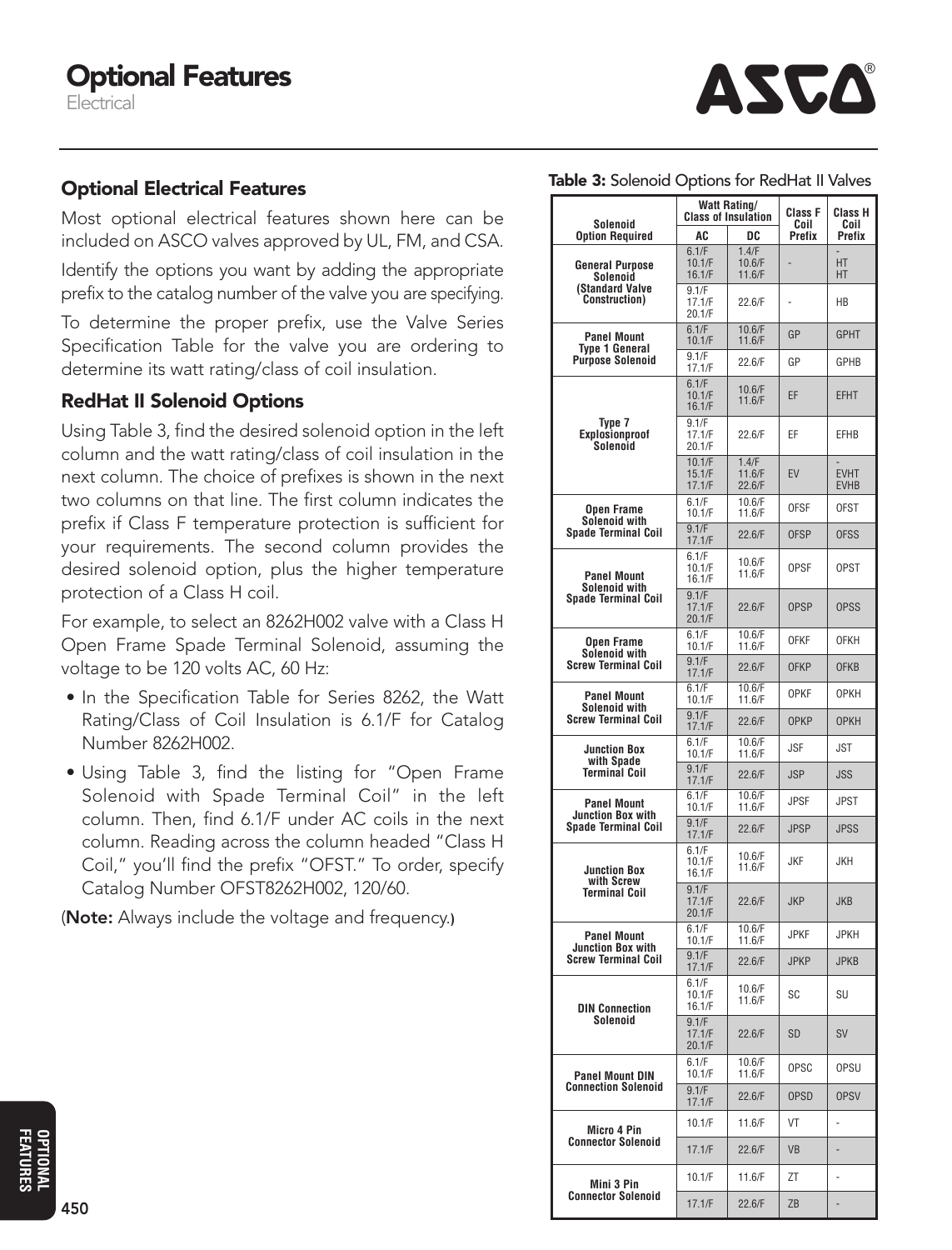# Optional Features

Electrical

## Optional Electrical Features

Most optional electrical features shown here can be included on ASCO valves approved by UL, FM, and CSA.

Identify the options you want by adding the appropriate prefix to the catalog number of the valve you are specifying.

To determine the proper prefix, use the Valve Series Specification Table for the valve you are ordering to determine its watt rating/class of coil insulation.

## RedHat II Solenoid Options

Using Table 3, find the desired solenoid option in the left column and the watt rating/class of coil insulation in the next column. The choice of prefixes is shown in the next two columns on that line. The first column indicates the prefix if Class F temperature protection is sufficient for your requirements. The second column provides the desired solenoid option, plus the higher temperature protection of a Class H coil.

For example, to select an 8262H002 valve with a Class H Open Frame Spade Terminal Solenoid, assuming the voltage to be 120 volts AC, 60 Hz:

- In the Specification Table for Series 8262, the Watt Rating/Class of Coil Insulation is 6.1/F for Catalog Number 8262H002.
- Using Table 3, find the listing for "Open Frame Solenoid with Spade Terminal Coil" in the left column. Then, find 6.1/F under AC coils in the next column. Reading across the column headed "Class H Coil," you'll find the prefix "OFST." To order, specify Catalog Number OFST8262H002, 120/60.

(**Note:** Always include the voltage and frequency.)

**Table 3:** Solenoid Options for RedHat II Valves

| Solenoid Option Required | Watt Rating/Class of Insulation | | Class F Coil Prefix | Class H Coil Prefix |
|---|---|---|---|---|
| | AC | DC | | |
| General Purpose Solenoid (Standard Valve Construction) | 6.1/F 10.1/F 16.1/F | 1.4/F 10.6/F 11.6/F | - | - HT HT |
| | 9.1/F 17.1/F 20.1/F | 22.6/F | - | HB |
| Panel Mount Type 1 General Purpose Solenoid | 6.1/F 10.1/F | 10.6/F 11.6/F | GP | GPHT |
| | 9.1/F 17.1/F | 22.6/F | GP | GPHB |
| Type 7 Explosionproof Solenoid | 6.1/F 10.1/F 16.1/F | 10.6/F 11.6/F | EF | EFHT |
| | 9.1/F 17.1/F 20.1/F | 22.6/F | EF | EFHB |
| | 10.1/F 15.1/F 17.1/F | 1.4/F 11.6/F 22.6/F | EV | - EVHT EVHB |
| Open Frame Solenoid with Spade Terminal Coil | 6.1/F 10.1/F | 10.6/F 11.6/F | OFSF | OFST |
| | 9.1/F 17.1/F | 22.6/F | OFSP | OFSS |
| Panel Mount Solenoid with Spade Terminal Coil | 6.1/F 10.1/F 16.1/F | 10.6/F 11.6/F | OPSF | OPST |
| | 9.1/F 17.1/F 20.1/F | 22.6/F | OPSP | OPSS |
| Open Frame Solenoid with Screw Terminal Coil | 6.1/F 10.1/F | 10.6/F 11.6/F | OFKF | OFKH |
| | 9.1/F 17.1/F | 22.6/F | OFKP | OFKB |
| Panel Mount Solenoid with Screw Terminal Coil | 6.1/F 10.1/F | 10.6/F 11.6/F | OPKF | OPKH |
| | 9.1/F 17.1/F | 22.6/F | OPKP | OPKH |
| Junction Box with Spade Terminal Coil | 6.1/F 10.1/F | 10.6/F 11.6/F | JSF | JST |
| | 9.1/F 17.1/F | 22.6/F | JSP | JSS |
| Panel Mount Junction Box with Spade Terminal Coil | 6.1/F 10.1/F | 10.6/F 11.6/F | JPSF | JPST |
| | 9.1/F 17.1/F | 22.6/F | JPSP | JPSS |
| Junction Box with Screw Terminal Coil | 6.1/F 10.1/F 16.1/F | 10.6/F 11.6/F | JKF | JKH |
| | 9.1/F 17.1/F 20.1/F | 22.6/F | JKP | JKB |
| Panel Mount Junction Box with Screw Terminal Coil | 6.1/F 10.1/F | 10.6/F 11.6/F | JPKF | JPKH |
| | 9.1/F 17.1/F | 22.6/F | JPKP | JPKB |
| DIN Connection Solenoid | 6.1/F 10.1/F 16.1/F | 10.6/F 11.6/F | SC | SU |
| | 9.1/F 17.1/F 20.1/F | 22.6/F | SD | SV |
| Panel Mount DIN Connection Solenoid | 6.1/F 10.1/F | 10.6/F 11.6/F | OPSC | OPSU |
| | 9.1/F 17.1/F | 22.6/F | OPSD | OPSV |
| Micro 4 Pin Connector Solenoid | 10.1/F | 11.6/F | VT | - |
| | 17.1/F | 22.6/F | VB | - |
| Mini 3 Pin Connector Solenoid | 10.1/F | 11.6/F | ZT | - |
| | 17.1/F | 22.6/F | ZB | - |